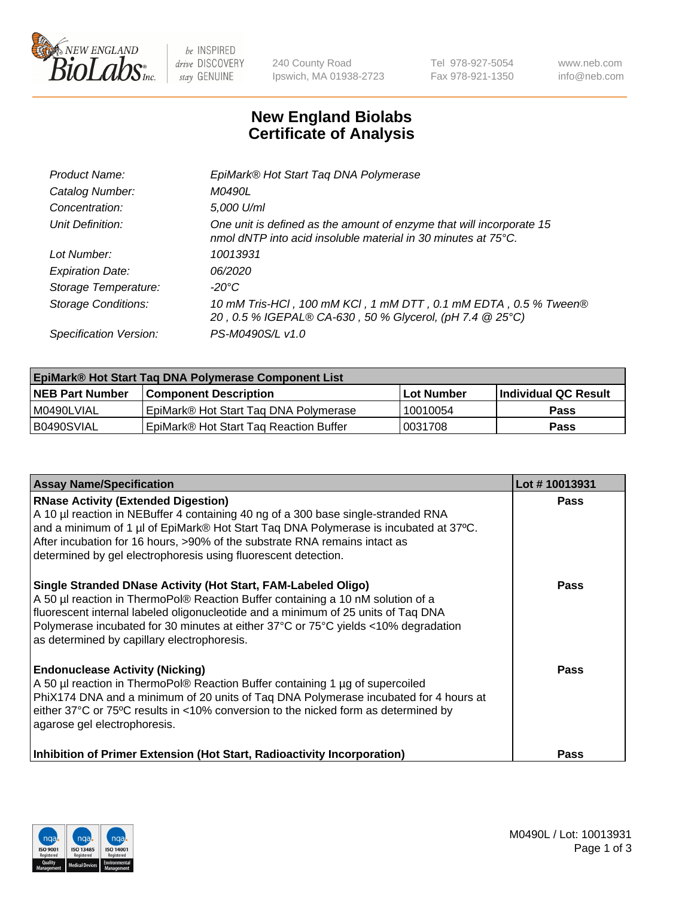# New England Biolabs
# Certificate of Analysis

| | |
|---|---|
| *Product Name:* | *EpiMark® Hot Start Taq DNA Polymerase* |
| *Catalog Number:* | *M0490L* |
| *Concentration:* | *5,000 U/ml* |
| *Unit Definition:* | *One unit is defined as the amount of enzyme that will incorporate 15 nmol dNTP into acid insoluble material in 30 minutes at 75°C.* |
| *Lot Number:* | *10013931* |
| *Expiration Date:* | *06/2020* |
| *Storage Temperature:* | *-20°C* |
| *Storage Conditions:* | *10 mM Tris-HCl , 100 mM KCl , 1 mM DTT , 0.1 mM EDTA , 0.5 % Tween® 20 , 0.5 % IGEPAL® CA-630 , 50 % Glycerol, (pH 7.4 @ 25°C)* |
| *Specification Version:* | *PS-M0490S/L v1.0* |

| EpiMark® Hot Start Taq DNA Polymerase Component List | | | |
|---|---|---|---|
| **NEB Part Number** | **Component Description** | **Lot Number** | **Individual QC Result** |
| M0490LVIAL | EpiMark® Hot Start Taq DNA Polymerase | 10010054 | **Pass** |
| B0490SVIAL | EpiMark® Hot Start Taq Reaction Buffer | 0031708 | **Pass** |

| Assay Name/Specification | Lot # 10013931 |
|---|---|
| **RNase Activity (Extended Digestion)**<br>A 10 µl reaction in NEBuffer 4 containing 40 ng of a 300 base single-stranded RNA and a minimum of 1 µl of EpiMark® Hot Start Taq DNA Polymerase is incubated at 37ºC. After incubation for 16 hours, >90% of the substrate RNA remains intact as determined by gel electrophoresis using fluorescent detection. | **Pass** |
| **Single Stranded DNase Activity (Hot Start, FAM-Labeled Oligo)**<br>A 50 µl reaction in ThermoPol® Reaction Buffer containing a 10 nM solution of a fluorescent internal labeled oligonucleotide and a minimum of 25 units of Taq DNA Polymerase incubated for 30 minutes at either 37°C or 75°C yields <10% degradation as determined by capillary electrophoresis. | **Pass** |
| **Endonuclease Activity (Nicking)**<br>A 50 µl reaction in ThermoPol® Reaction Buffer containing 1 µg of supercoiled PhiX174 DNA and a minimum of 20 units of Taq DNA Polymerase incubated for 4 hours at either 37°C or 75ºC results in <10% conversion to the nicked form as determined by agarose gel electrophoresis. | **Pass** |
| **Inhibition of Primer Extension (Hot Start, Radioactivity Incorporation)** | **Pass** |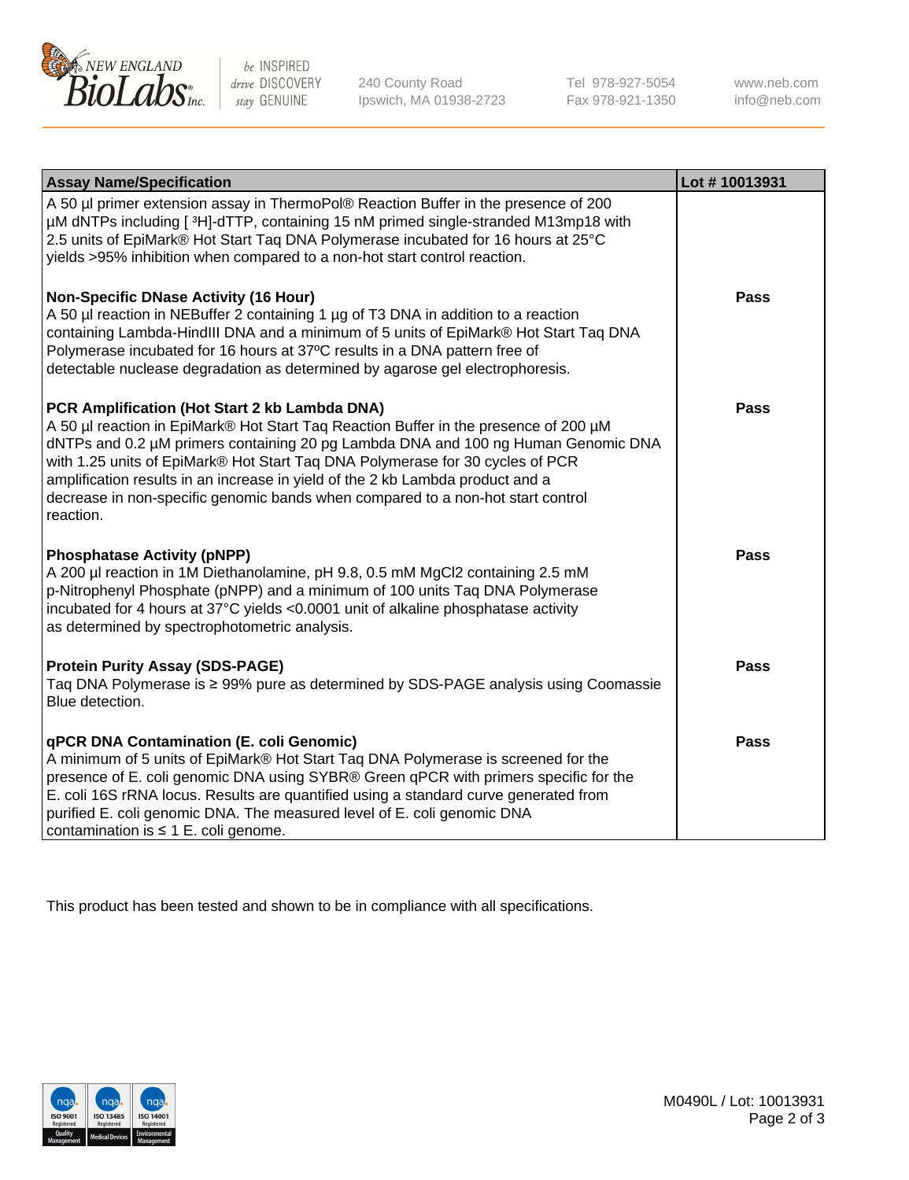| Assay Name/Specification | Lot # 10013931 |
|---|---|
| A 50 µl primer extension assay in ThermoPol® Reaction Buffer in the presence of 200 µM dNTPs including [ $^{3}$H]-dTTP, containing 15 nM primed single-stranded M13mp18 with 2.5 units of EpiMark® Hot Start Taq DNA Polymerase incubated for 16 hours at 25°C yields >95% inhibition when compared to a non-hot start control reaction. | |
| **Non-Specific DNase Activity (16 Hour)** A 50 µl reaction in NEBuffer 2 containing 1 µg of T3 DNA in addition to a reaction containing Lambda-HindIII DNA and a minimum of 5 units of EpiMark® Hot Start Taq DNA Polymerase incubated for 16 hours at 37ºC results in a DNA pattern free of detectable nuclease degradation as determined by agarose gel electrophoresis. | **Pass** |
| **PCR Amplification (Hot Start 2 kb Lambda DNA)** A 50 µl reaction in EpiMark® Hot Start Taq Reaction Buffer in the presence of 200 µM dNTPs and 0.2 µM primers containing 20 pg Lambda DNA and 100 ng Human Genomic DNA with 1.25 units of EpiMark® Hot Start Taq DNA Polymerase for 30 cycles of PCR amplification results in an increase in yield of the 2 kb Lambda product and a decrease in non-specific genomic bands when compared to a non-hot start control reaction. | **Pass** |
| **Phosphatase Activity (pNPP)** A 200 µl reaction in 1M Diethanolamine, pH 9.8, 0.5 mM $MgCl_2$ containing 2.5 mM p-Nitrophenyl Phosphate (pNPP) and a minimum of 100 units Taq DNA Polymerase incubated for 4 hours at 37°C yields <0.0001 unit of alkaline phosphatase activity as determined by spectrophotometric analysis. | **Pass** |
| **Protein Purity Assay (SDS-PAGE)** Taq DNA Polymerase is ≥ 99% pure as determined by SDS-PAGE analysis using Coomassie Blue detection. | **Pass** |
| **qPCR DNA Contamination (E. coli Genomic)** A minimum of 5 units of EpiMark® Hot Start Taq DNA Polymerase is screened for the presence of E. coli genomic DNA using SYBR® Green qPCR with primers specific for the E. coli 16S rRNA locus. Results are quantified using a standard curve generated from purified E. coli genomic DNA. The measured level of E. coli genomic DNA contamination is ≤ 1 E. coli genome. | **Pass** |

This product has been tested and shown to be in compliance with all specifications.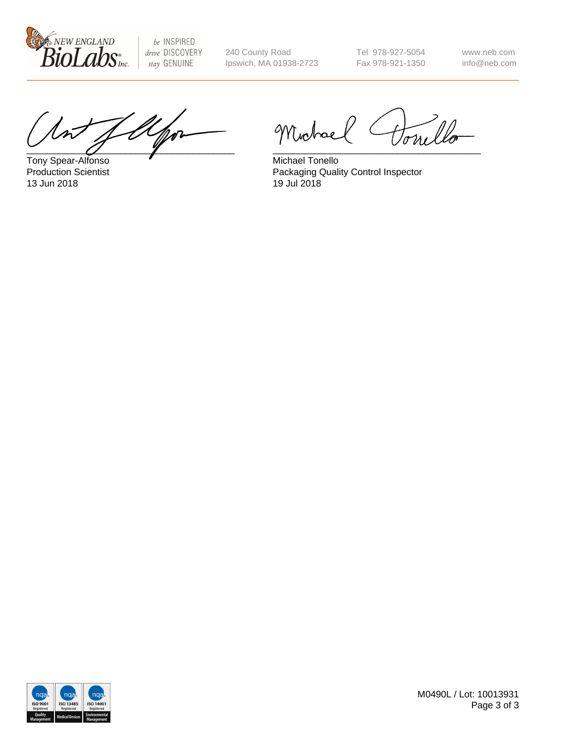Tony Spear-Alfonso
Production Scientist
13 Jun 2018

Michael Tonello
Packaging Quality Control Inspector
19 Jul 2018

M0490L / Lot: 10013931